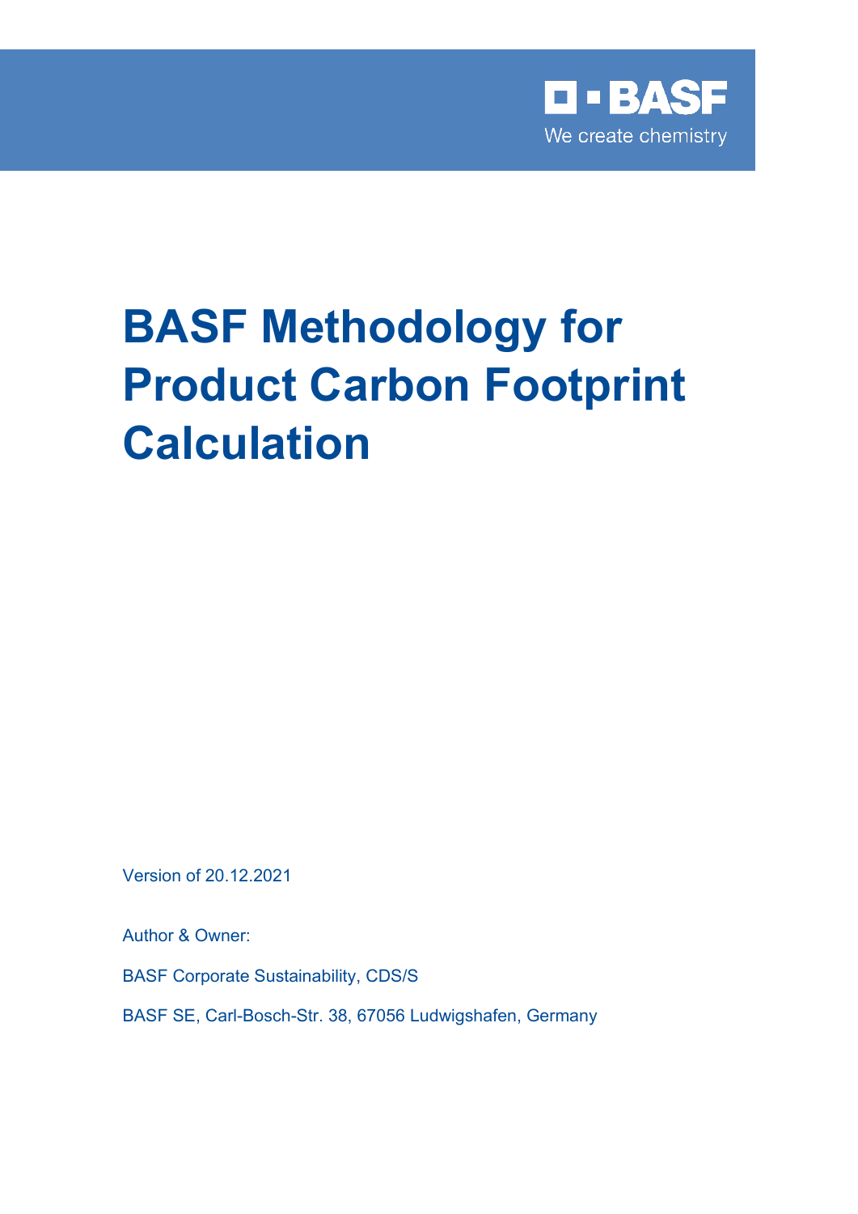BASF

We create chemistry

# BASF Methodology for Product Carbon Footprint Calculation

Version of 20.12.2021

Author & Owner:

BASF Corporate Sustainability, CDS/S

BASF SE, Carl-Bosch-Str. 38, 67056 Ludwigshafen, Germany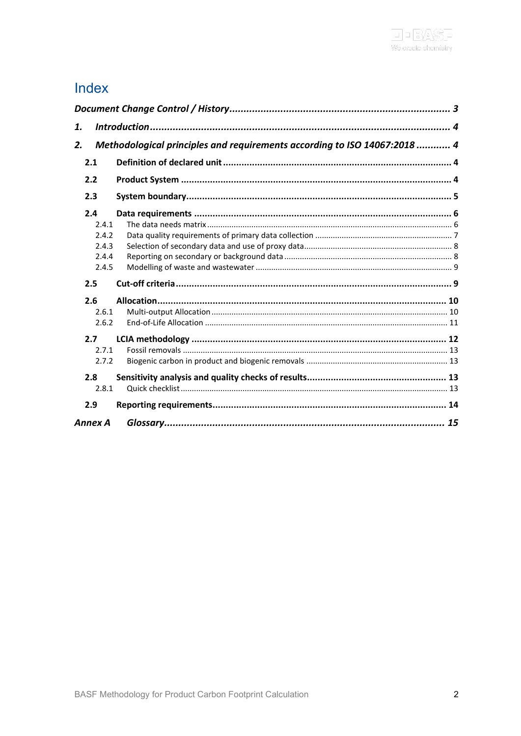# Index

*Document Change Control / History* ................................................................ *3*

*1. Introduction* ................................................................ *4*

*2. Methodological principles and requirements according to ISO 14067:2018* ................ *4*

**2.1 Definition of declared unit** ................................................................ **4**

**2.2 Product System** ................................................................ **4**

**2.3 System boundary** ................................................................ **5**

**2.4 Data requirements** ................................................................ **6**

2.4.1 The data needs matrix ................................................................ 6

2.4.2 Data quality requirements of primary data collection ................................ 7

2.4.3 Selection of secondary data and use of proxy data ................................ 8

2.4.4 Reporting on secondary or background data ................................ 8

2.4.5 Modelling of waste and wastewater ................................ 9

**2.5 Cut-off criteria** ................................................................ **9**

**2.6 Allocation** ................................................................ **10**

2.6.1 Multi-output Allocation ................................................................ 10

2.6.2 End-of-Life Allocation ................................................................ 11

**2.7 LCIA methodology** ................................................................ **12**

2.7.1 Fossil removals ................................................................ 13

2.7.2 Biogenic carbon in product and biogenic removals ................................ 13

**2.8 Sensitivity analysis and quality checks of results** ................................ **13**

2.8.1 Quick checklist ................................................................ 13

**2.9 Reporting requirements** ................................................................ **14**

*Annex A Glossary* ................................................................ *15*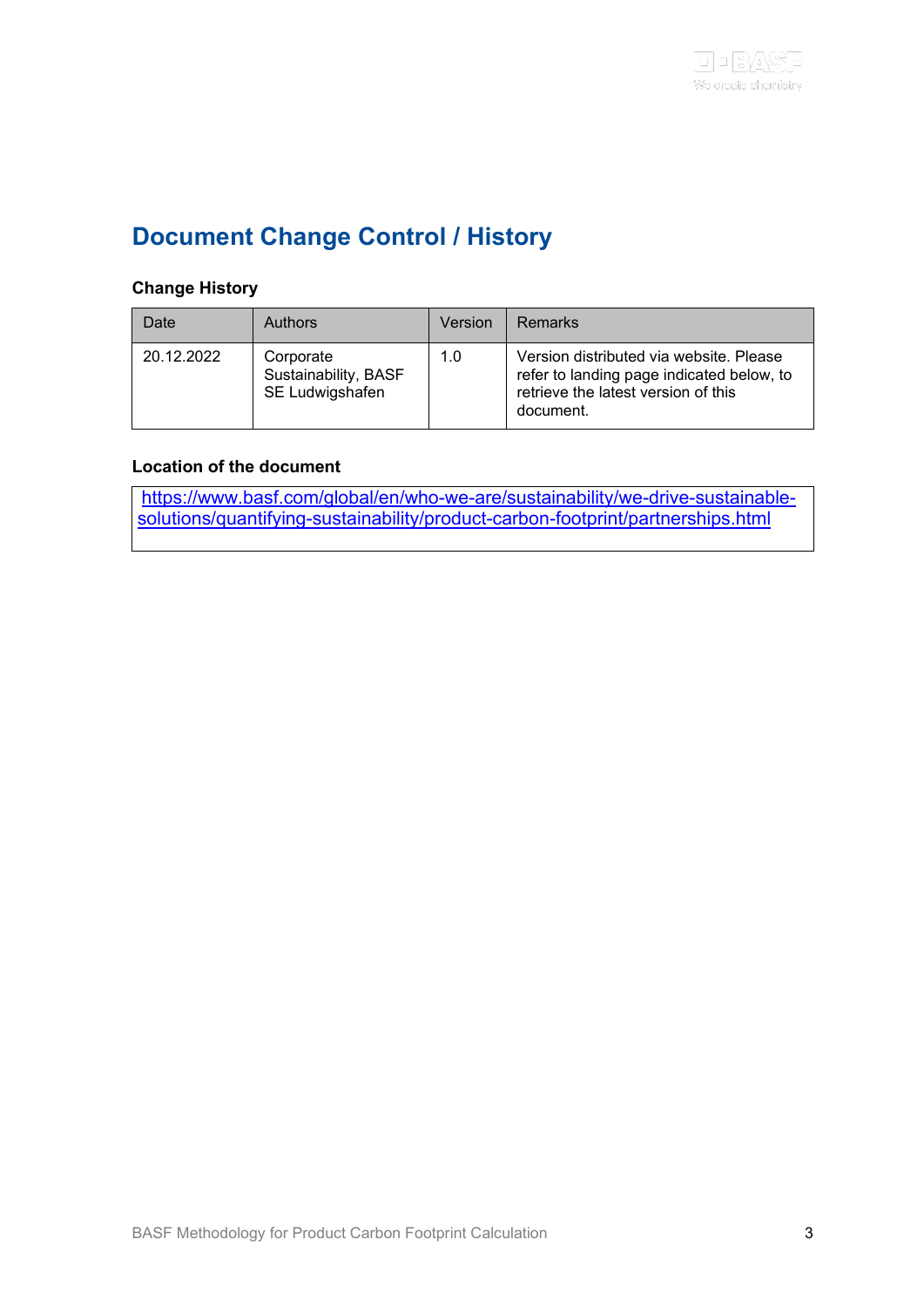# Document Change Control / History

### Change History

| Date | Authors | Version | Remarks |
|---|---|---|---|
| 20.12.2022 | Corporate Sustainability, BASF SE Ludwigshafen | 1.0 | Version distributed via website. Please refer to landing page indicated below, to retrieve the latest version of this document. |

### Location of the document

| |
|---|
| https://www.basf.com/global/en/who-we-are/sustainability/we-drive-sustainable-solutions/quantifying-sustainability/product-carbon-footprint/partnerships.html |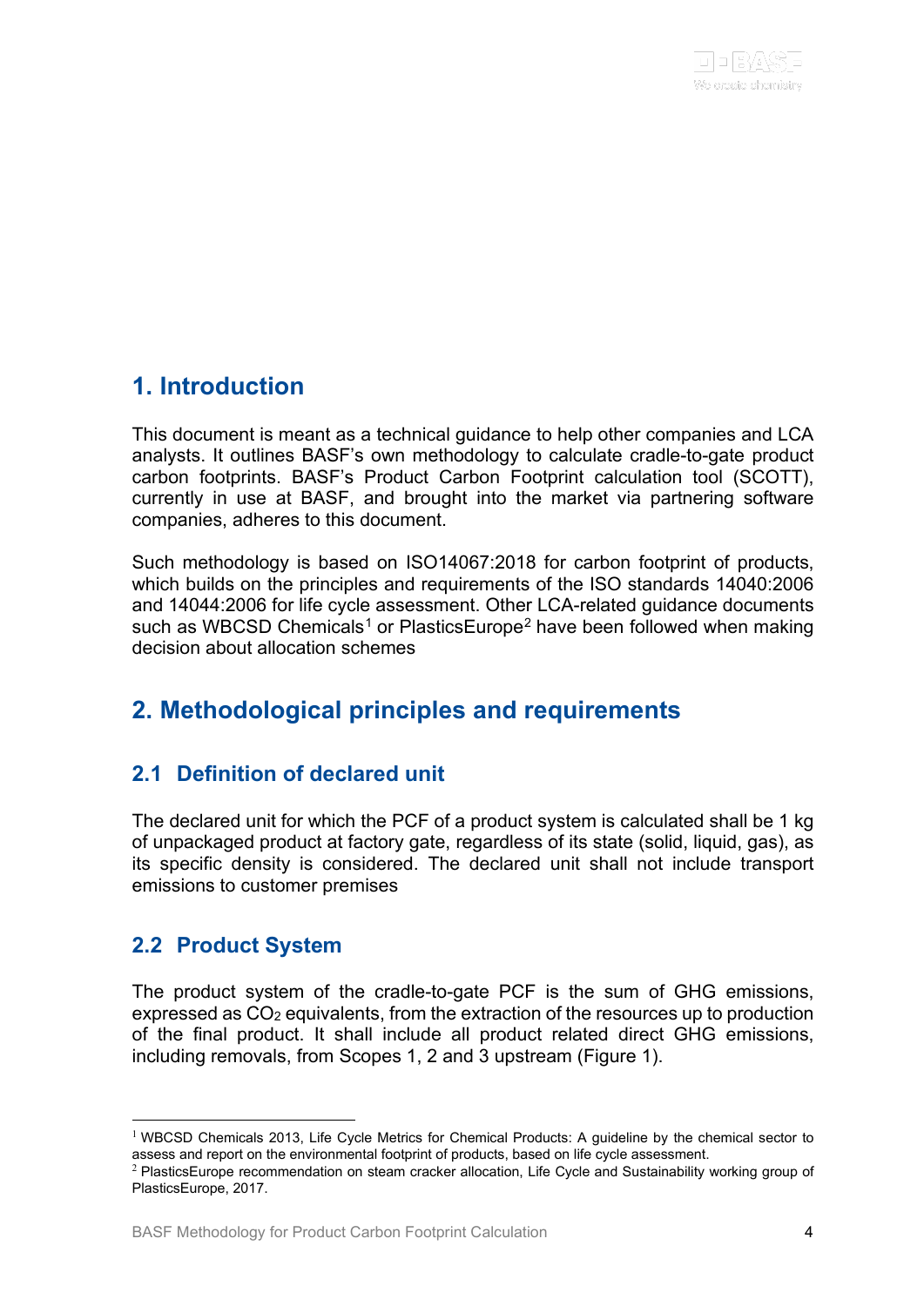# 1. Introduction

This document is meant as a technical guidance to help other companies and LCA analysts. It outlines BASF's own methodology to calculate cradle-to-gate product carbon footprints. BASF's Product Carbon Footprint calculation tool (SCOTT), currently in use at BASF, and brought into the market via partnering software companies, adheres to this document.

Such methodology is based on ISO14067:2018 for carbon footprint of products, which builds on the principles and requirements of the ISO standards 14040:2006 and 14044:2006 for life cycle assessment. Other LCA-related guidance documents such as WBCSD Chemicals[1] or PlasticsEurope[2] have been followed when making decision about allocation schemes

# 2. Methodological principles and requirements

## 2.1 Definition of declared unit

The declared unit for which the PCF of a product system is calculated shall be 1 kg of unpackaged product at factory gate, regardless of its state (solid, liquid, gas), as its specific density is considered. The declared unit shall not include transport emissions to customer premises

## 2.2 Product System

The product system of the cradle-to-gate PCF is the sum of GHG emissions, expressed as $CO_2$ equivalents, from the extraction of the resources up to production of the final product. It shall include all product related direct GHG emissions, including removals, from Scopes 1, 2 and 3 upstream (Figure 1).

---

[1] WBCSD Chemicals 2013, Life Cycle Metrics for Chemical Products: A guideline by the chemical sector to assess and report on the environmental footprint of products, based on life cycle assessment.

[2] PlasticsEurope recommendation on steam cracker allocation, Life Cycle and Sustainability working group of PlasticsEurope, 2017.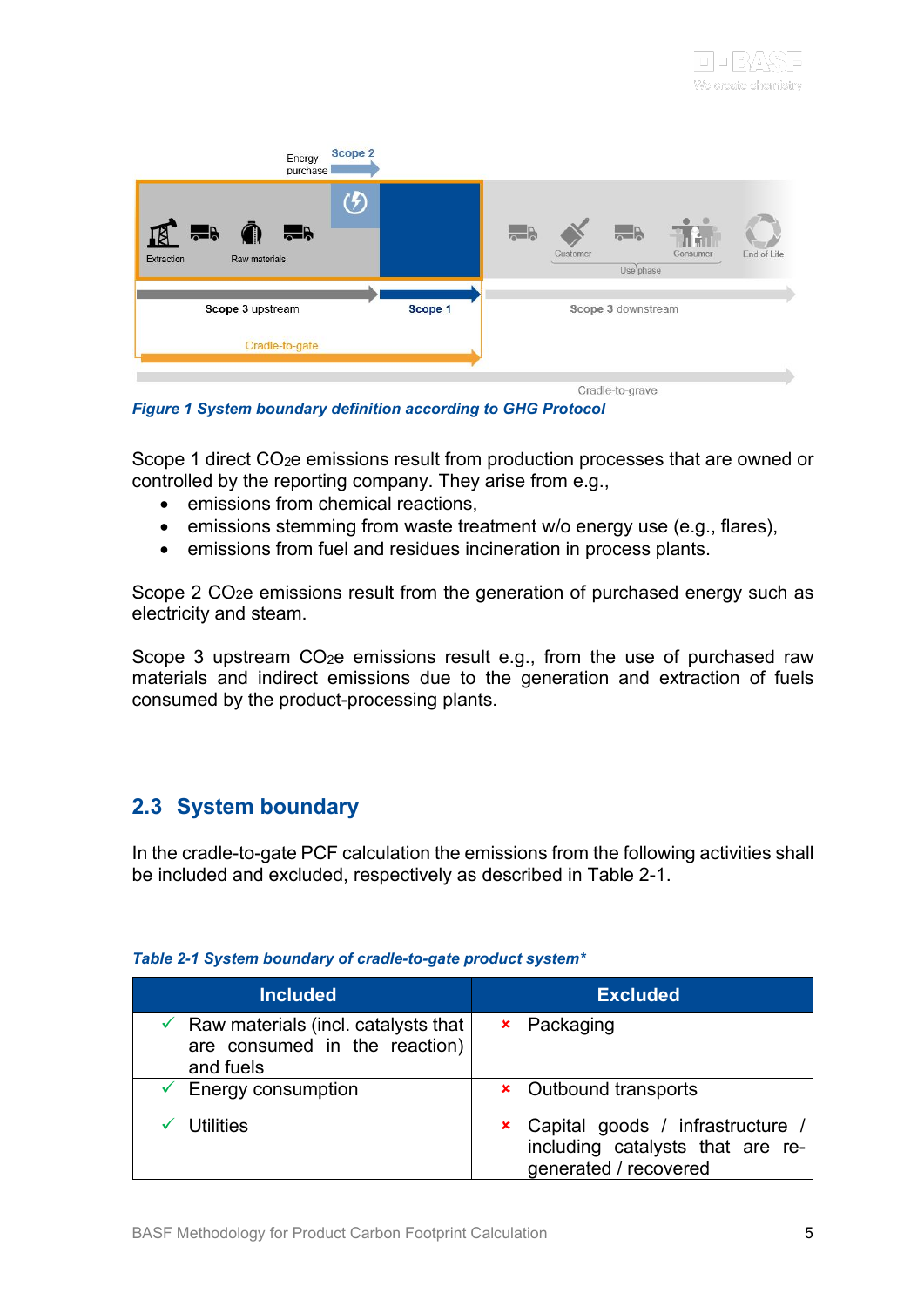Energy purchase

Scope 2

Extraction

Raw materials

Customer

Consumer

Use phase

End of Life

Scope 3 upstream

Scope 1

Scope 3 downstream

Cradle-to-gate

Cradle-to-grave

*Figure 1 System boundary definition according to GHG Protocol*

Scope 1 direct $CO_2e$ emissions result from production processes that are owned or controlled by the reporting company. They arise from e.g.,

- emissions from chemical reactions,
- emissions stemming from waste treatment w/o energy use (e.g., flares),
- emissions from fuel and residues incineration in process plants.

Scope 2 $CO_2e$ emissions result from the generation of purchased energy such as electricity and steam.

Scope 3 upstream $CO_2e$ emissions result e.g., from the use of purchased raw materials and indirect emissions due to the generation and extraction of fuels consumed by the product-processing plants.

## 2.3 System boundary

In the cradle-to-gate PCF calculation the emissions from the following activities shall be included and excluded, respectively as described in Table 2-1.

*Table 2-1 System boundary of cradle-to-gate product system**

| Included | Excluded |
|---|---|
| ✓ Raw materials (incl. catalysts that are consumed in the reaction) and fuels | × Packaging |
| ✓ Energy consumption | × Outbound transports |
| ✓ Utilities | × Capital goods / infrastructure / including catalysts that are re-generated / recovered |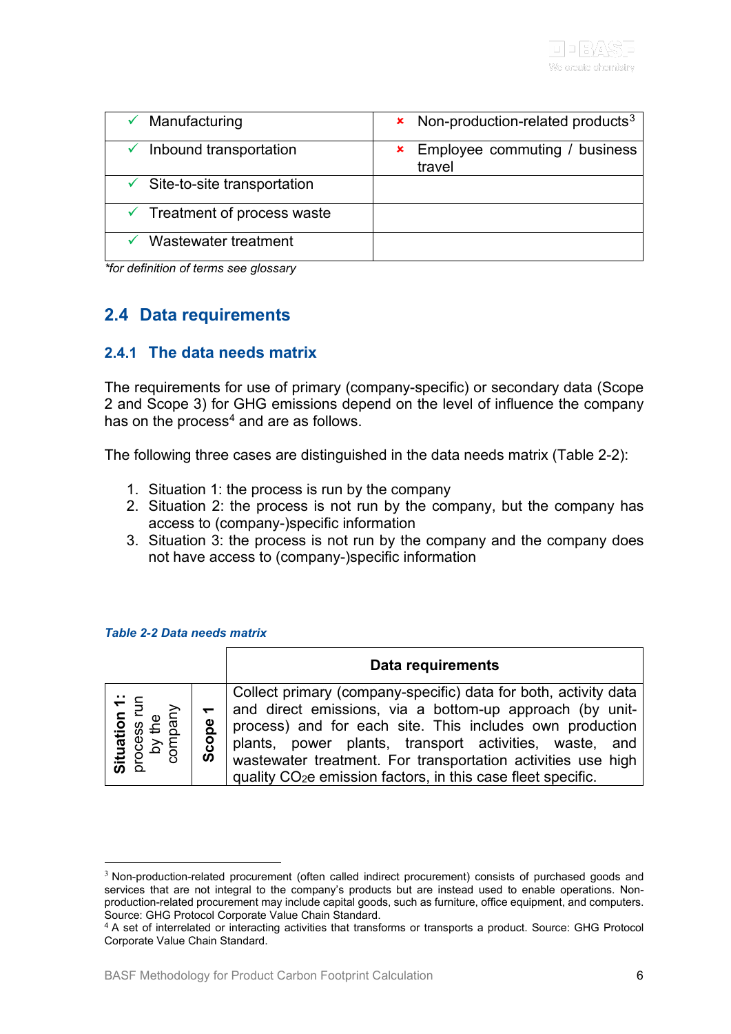| | |
|---|---|
| ✓ Manufacturing | × Non-production-related products[3] |
| ✓ Inbound transportation | × Employee commuting / business travel |
| ✓ Site-to-site transportation | |
| ✓ Treatment of process waste | |
| ✓ Wastewater treatment | |

*\*for definition of terms see glossary*

## 2.4 Data requirements

### 2.4.1 The data needs matrix

The requirements for use of primary (company-specific) or secondary data (Scope 2 and Scope 3) for GHG emissions depend on the level of influence the company has on the process[4] and are as follows.

The following three cases are distinguished in the data needs matrix (Table 2-2):

1. Situation 1: the process is run by the company
2. Situation 2: the process is not run by the company, but the company has access to (company-)specific information
3. Situation 3: the process is not run by the company and the company does not have access to (company-)specific information

***Table 2-2 Data needs matrix***

| | | Data requirements |
|---|---|---|
| **Situation 1:** process run by the company | **Scope 1** | Collect primary (company-specific) data for both, activity data and direct emissions, via a bottom-up approach (by unit-process) and for each site. This includes own production plants, power plants, transport activities, waste, and wastewater treatment. For transportation activities use high quality $CO_2e$ emission factors, in this case fleet specific. |

[3] Non-production-related procurement (often called indirect procurement) consists of purchased goods and services that are not integral to the company's products but are instead used to enable operations. Non-production-related procurement may include capital goods, such as furniture, office equipment, and computers. Source: GHG Protocol Corporate Value Chain Standard.

[4] A set of interrelated or interacting activities that transforms or transports a product. Source: GHG Protocol Corporate Value Chain Standard.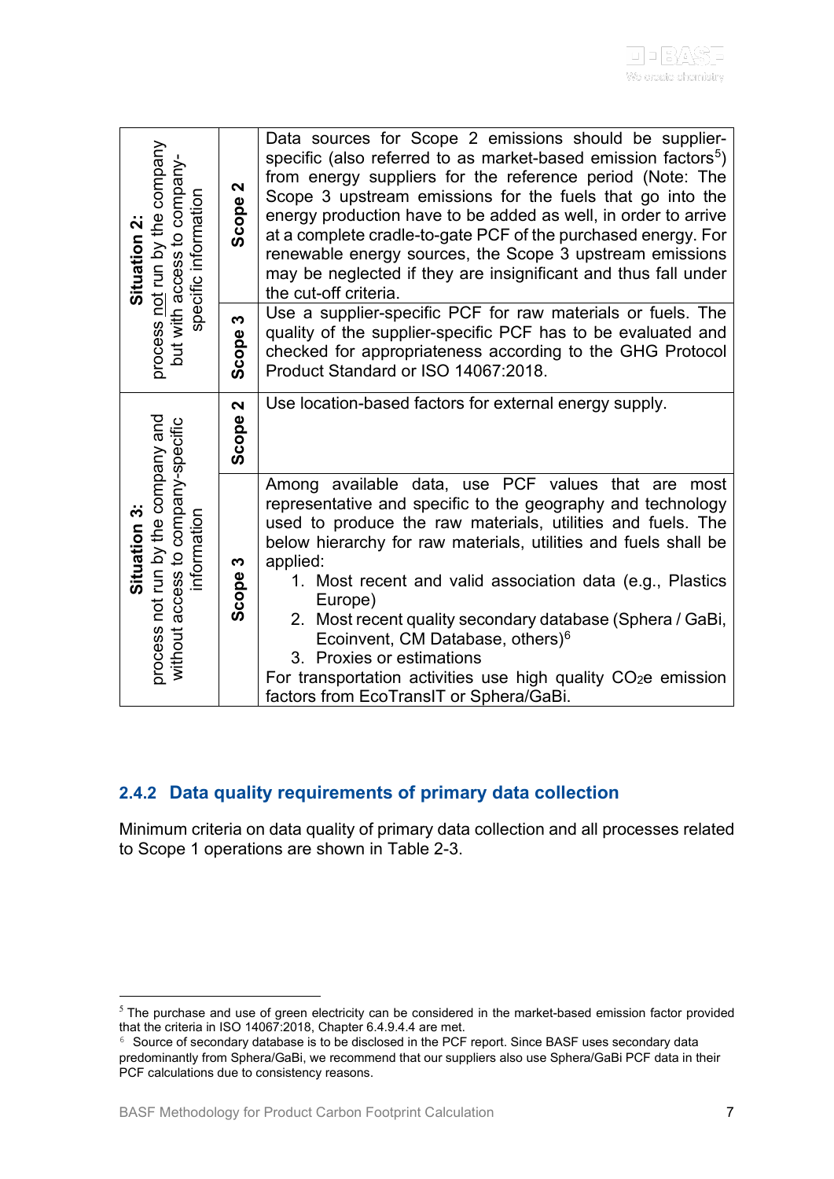| | | |
|---|---|---|
| **Situation 2:** process <u>not</u> run by the company but with access to company-specific information | **Scope 2** | Data sources for Scope 2 emissions should be supplier-specific (also referred to as market-based emission factors[5]) from energy suppliers for the reference period (Note: The Scope 3 upstream emissions for the fuels that go into the energy production have to be added as well, in order to arrive at a complete cradle-to-gate PCF of the purchased energy. For renewable energy sources, the Scope 3 upstream emissions may be neglected if they are insignificant and thus fall under the cut-off criteria. |
| | **Scope 3** | Use a supplier-specific PCF for raw materials or fuels. The quality of the supplier-specific PCF has to be evaluated and checked for appropriateness according to the GHG Protocol Product Standard or ISO 14067:2018. |
| **Situation 3:** process not run by the company and without access to company-specific information | **Scope 2** | Use location-based factors for external energy supply. |
| | **Scope 3** | Among available data, use PCF values that are most representative and specific to the geography and technology used to produce the raw materials, utilities and fuels. The below hierarchy for raw materials, utilities and fuels shall be applied:<br>1. Most recent and valid association data (e.g., Plastics Europe)<br>2. Most recent quality secondary database (Sphera / GaBi, Ecoinvent, CM Database, others)[6]<br>3. Proxies or estimations<br>For transportation activities use high quality $CO_2e$ emission factors from EcoTransIT or Sphera/GaBi. |

### 2.4.2 Data quality requirements of primary data collection

Minimum criteria on data quality of primary data collection and all processes related to Scope 1 operations are shown in Table 2-3.

[5] The purchase and use of green electricity can be considered in the market-based emission factor provided that the criteria in ISO 14067:2018, Chapter 6.4.9.4.4 are met.

[6] Source of secondary database is to be disclosed in the PCF report. Since BASF uses secondary data predominantly from Sphera/GaBi, we recommend that our suppliers also use Sphera/GaBi PCF data in their PCF calculations due to consistency reasons.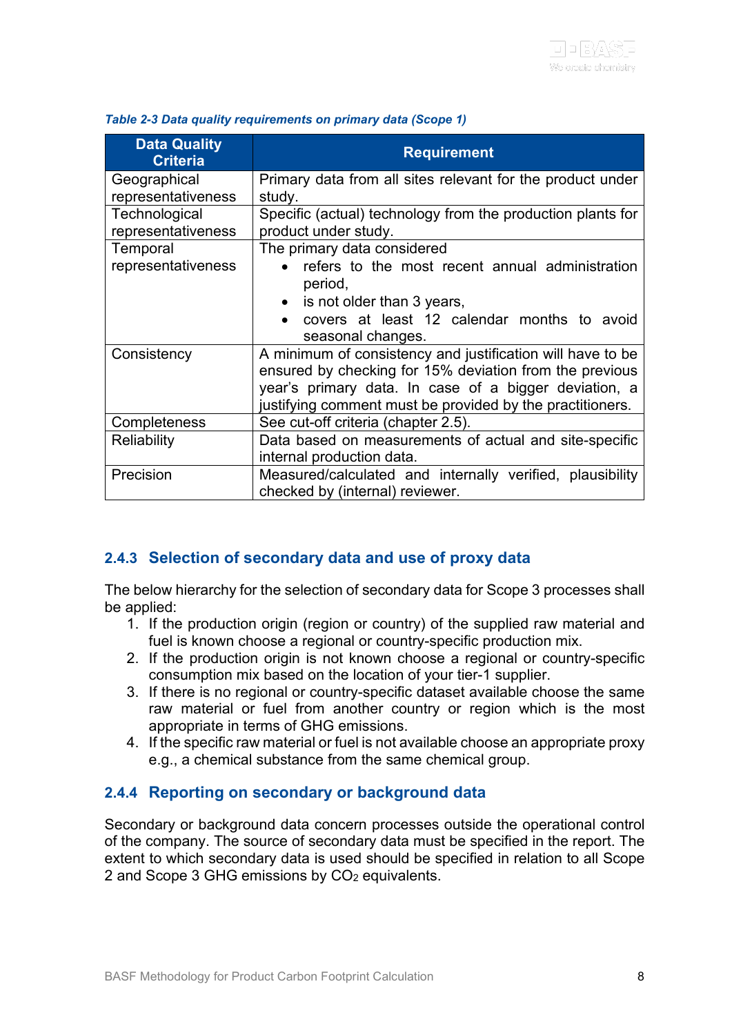*Table 2-3 Data quality requirements on primary data (Scope 1)*

| Data Quality Criteria | Requirement |
|---|---|
| Geographical representativeness | Primary data from all sites relevant for the product under study. |
| Technological representativeness | Specific (actual) technology from the production plants for product under study. |
| Temporal representativeness | The primary data considered<br>• refers to the most recent annual administration period,<br>• is not older than 3 years,<br>• covers at least 12 calendar months to avoid seasonal changes. |
| Consistency | A minimum of consistency and justification will have to be ensured by checking for 15% deviation from the previous year's primary data. In case of a bigger deviation, a justifying comment must be provided by the practitioners. |
| Completeness | See cut-off criteria (chapter 2.5). |
| Reliability | Data based on measurements of actual and site-specific internal production data. |
| Precision | Measured/calculated and internally verified, plausibility checked by (internal) reviewer. |

### 2.4.3 Selection of secondary data and use of proxy data

The below hierarchy for the selection of secondary data for Scope 3 processes shall be applied:

1. If the production origin (region or country) of the supplied raw material and fuel is known choose a regional or country-specific production mix.
2. If the production origin is not known choose a regional or country-specific consumption mix based on the location of your tier-1 supplier.
3. If there is no regional or country-specific dataset available choose the same raw material or fuel from another country or region which is the most appropriate in terms of GHG emissions.
4. If the specific raw material or fuel is not available choose an appropriate proxy e.g., a chemical substance from the same chemical group.

### 2.4.4 Reporting on secondary or background data

Secondary or background data concern processes outside the operational control of the company. The source of secondary data must be specified in the report. The extent to which secondary data is used should be specified in relation to all Scope 2 and Scope 3 GHG emissions by $CO_2$ equivalents.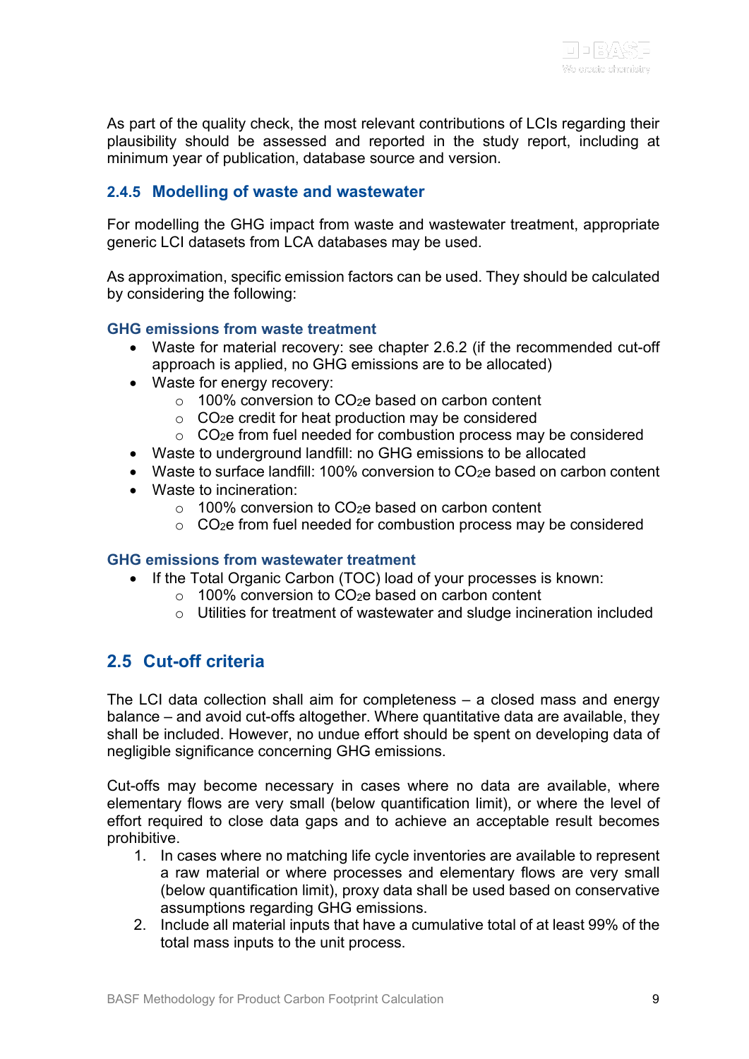As part of the quality check, the most relevant contributions of LCIs regarding their plausibility should be assessed and reported in the study report, including at minimum year of publication, database source and version.

### 2.4.5 Modelling of waste and wastewater

For modelling the GHG impact from waste and wastewater treatment, appropriate generic LCI datasets from LCA databases may be used.

As approximation, specific emission factors can be used. They should be calculated by considering the following:

#### GHG emissions from waste treatment

- Waste for material recovery: see chapter 2.6.2 (if the recommended cut-off approach is applied, no GHG emissions are to be allocated)
- Waste for energy recovery:
  - 100% conversion to $CO_2e$ based on carbon content
  - $CO_2e$ credit for heat production may be considered
  - $CO_2e$ from fuel needed for combustion process may be considered
- Waste to underground landfill: no GHG emissions to be allocated
- Waste to surface landfill: 100% conversion to $CO_2e$ based on carbon content
- Waste to incineration:
  - 100% conversion to $CO_2e$ based on carbon content
  - $CO_2e$ from fuel needed for combustion process may be considered

#### GHG emissions from wastewater treatment

- If the Total Organic Carbon (TOC) load of your processes is known:
  - 100% conversion to $CO_2e$ based on carbon content
  - Utilities for treatment of wastewater and sludge incineration included

## 2.5 Cut-off criteria

The LCI data collection shall aim for completeness – a closed mass and energy balance – and avoid cut-offs altogether. Where quantitative data are available, they shall be included. However, no undue effort should be spent on developing data of negligible significance concerning GHG emissions.

Cut-offs may become necessary in cases where no data are available, where elementary flows are very small (below quantification limit), or where the level of effort required to close data gaps and to achieve an acceptable result becomes prohibitive.

1. In cases where no matching life cycle inventories are available to represent a raw material or where processes and elementary flows are very small (below quantification limit), proxy data shall be used based on conservative assumptions regarding GHG emissions.
2. Include all material inputs that have a cumulative total of at least 99% of the total mass inputs to the unit process.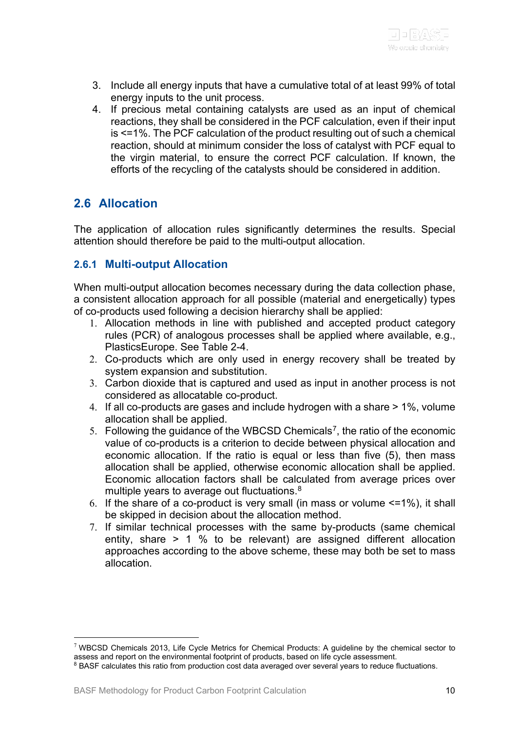3. Include all energy inputs that have a cumulative total of at least 99% of total energy inputs to the unit process.
4. If precious metal containing catalysts are used as an input of chemical reactions, they shall be considered in the PCF calculation, even if their input is <=1%. The PCF calculation of the product resulting out of such a chemical reaction, should at minimum consider the loss of catalyst with PCF equal to the virgin material, to ensure the correct PCF calculation. If known, the efforts of the recycling of the catalysts should be considered in addition.

## 2.6 Allocation

The application of allocation rules significantly determines the results. Special attention should therefore be paid to the multi-output allocation.

### 2.6.1 Multi-output Allocation

When multi-output allocation becomes necessary during the data collection phase, a consistent allocation approach for all possible (material and energetically) types of co-products used following a decision hierarchy shall be applied:

1. Allocation methods in line with published and accepted product category rules (PCR) of analogous processes shall be applied where available, e.g., PlasticsEurope. See Table 2-4.
2. Co-products which are only used in energy recovery shall be treated by system expansion and substitution.
3. Carbon dioxide that is captured and used as input in another process is not considered as allocatable co-product.
4. If all co-products are gases and include hydrogen with a share > 1%, volume allocation shall be applied.
5. Following the guidance of the WBCSD Chemicals[7], the ratio of the economic value of co-products is a criterion to decide between physical allocation and economic allocation. If the ratio is equal or less than five (5), then mass allocation shall be applied, otherwise economic allocation shall be applied. Economic allocation factors shall be calculated from average prices over multiple years to average out fluctuations.[8]
6. If the share of a co-product is very small (in mass or volume <=1%), it shall be skipped in decision about the allocation method.
7. If similar technical processes with the same by-products (same chemical entity, share > 1 % to be relevant) are assigned different allocation approaches according to the above scheme, these may both be set to mass allocation.

---

[7] WBCSD Chemicals 2013, Life Cycle Metrics for Chemical Products: A guideline by the chemical sector to assess and report on the environmental footprint of products, based on life cycle assessment.

[8] BASF calculates this ratio from production cost data averaged over several years to reduce fluctuations.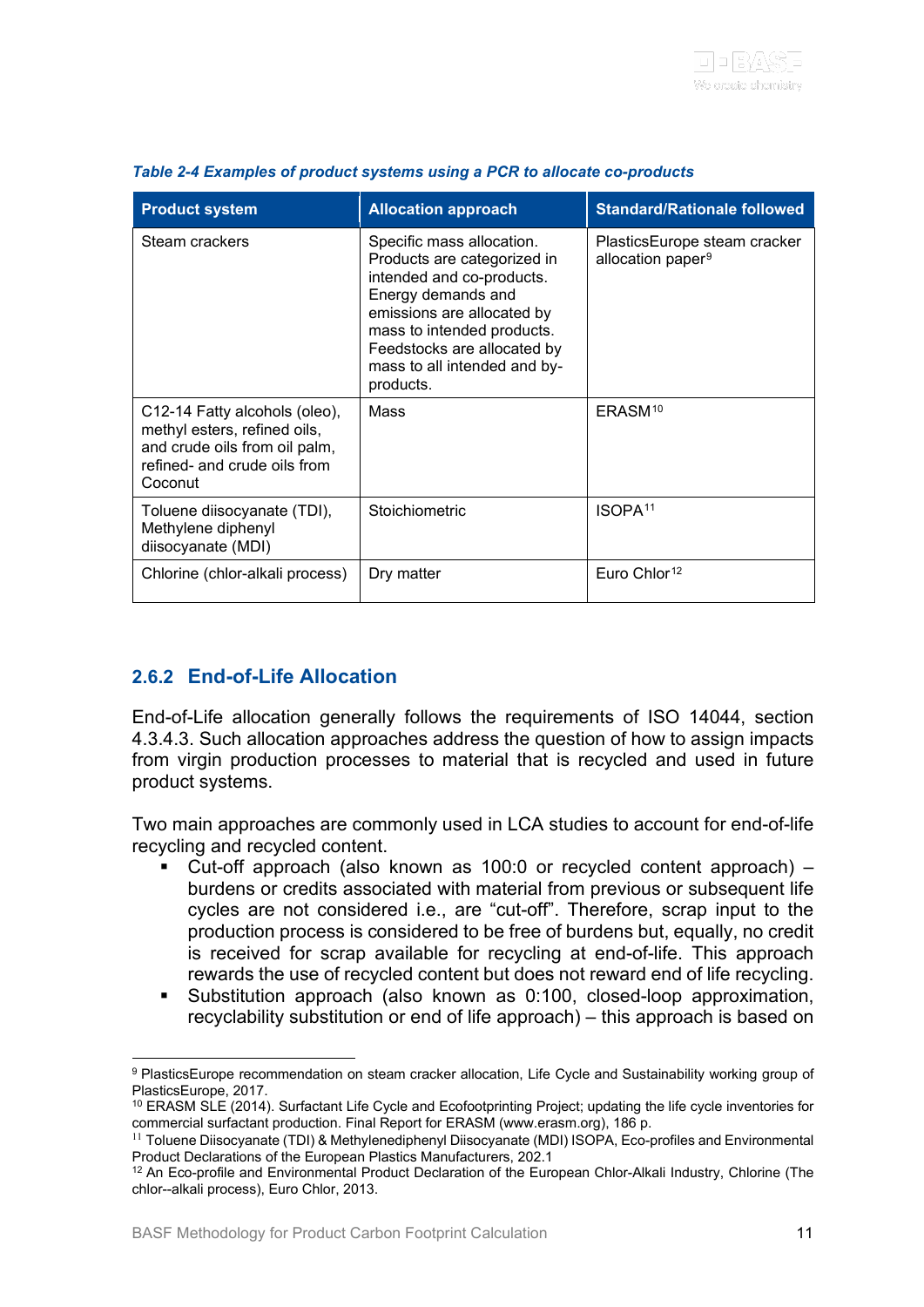*Table 2-4 Examples of product systems using a PCR to allocate co-products*

| Product system | Allocation approach | Standard/Rationale followed |
|---|---|---|
| Steam crackers | Specific mass allocation. Products are categorized in intended and co-products. Energy demands and emissions are allocated by mass to intended products. Feedstocks are allocated by mass to all intended and by-products. | PlasticsEurope steam cracker allocation paper[9] |
| C12-14 Fatty alcohols (oleo), methyl esters, refined oils, and crude oils from oil palm, refined- and crude oils from Coconut | Mass | ERASM[10] |
| Toluene diisocyanate (TDI), Methylene diphenyl diisocyanate (MDI) | Stoichiometric | ISOPA[11] |
| Chlorine (chlor-alkali process) | Dry matter | Euro Chlor[12] |

### 2.6.2 End-of-Life Allocation

End-of-Life allocation generally follows the requirements of ISO 14044, section 4.3.4.3. Such allocation approaches address the question of how to assign impacts from virgin production processes to material that is recycled and used in future product systems.

Two main approaches are commonly used in LCA studies to account for end-of-life recycling and recycled content.

- Cut-off approach (also known as 100:0 or recycled content approach) – burdens or credits associated with material from previous or subsequent life cycles are not considered i.e., are "cut-off". Therefore, scrap input to the production process is considered to be free of burdens but, equally, no credit is received for scrap available for recycling at end-of-life. This approach rewards the use of recycled content but does not reward end of life recycling.
- Substitution approach (also known as 0:100, closed-loop approximation, recyclability substitution or end of life approach) – this approach is based on

[9] PlasticsEurope recommendation on steam cracker allocation, Life Cycle and Sustainability working group of PlasticsEurope, 2017.

[10] ERASM SLE (2014). Surfactant Life Cycle and Ecofootprinting Project; updating the life cycle inventories for commercial surfactant production. Final Report for ERASM (www.erasm.org), 186 p.

[11] Toluene Diisocyanate (TDI) & Methylenediphenyl Diisocyanate (MDI) ISOPA, Eco-profiles and Environmental Product Declarations of the European Plastics Manufacturers, 202.1

[12] An Eco-profile and Environmental Product Declaration of the European Chlor-Alkali Industry, Chlorine (The chlor--alkali process), Euro Chlor, 2013.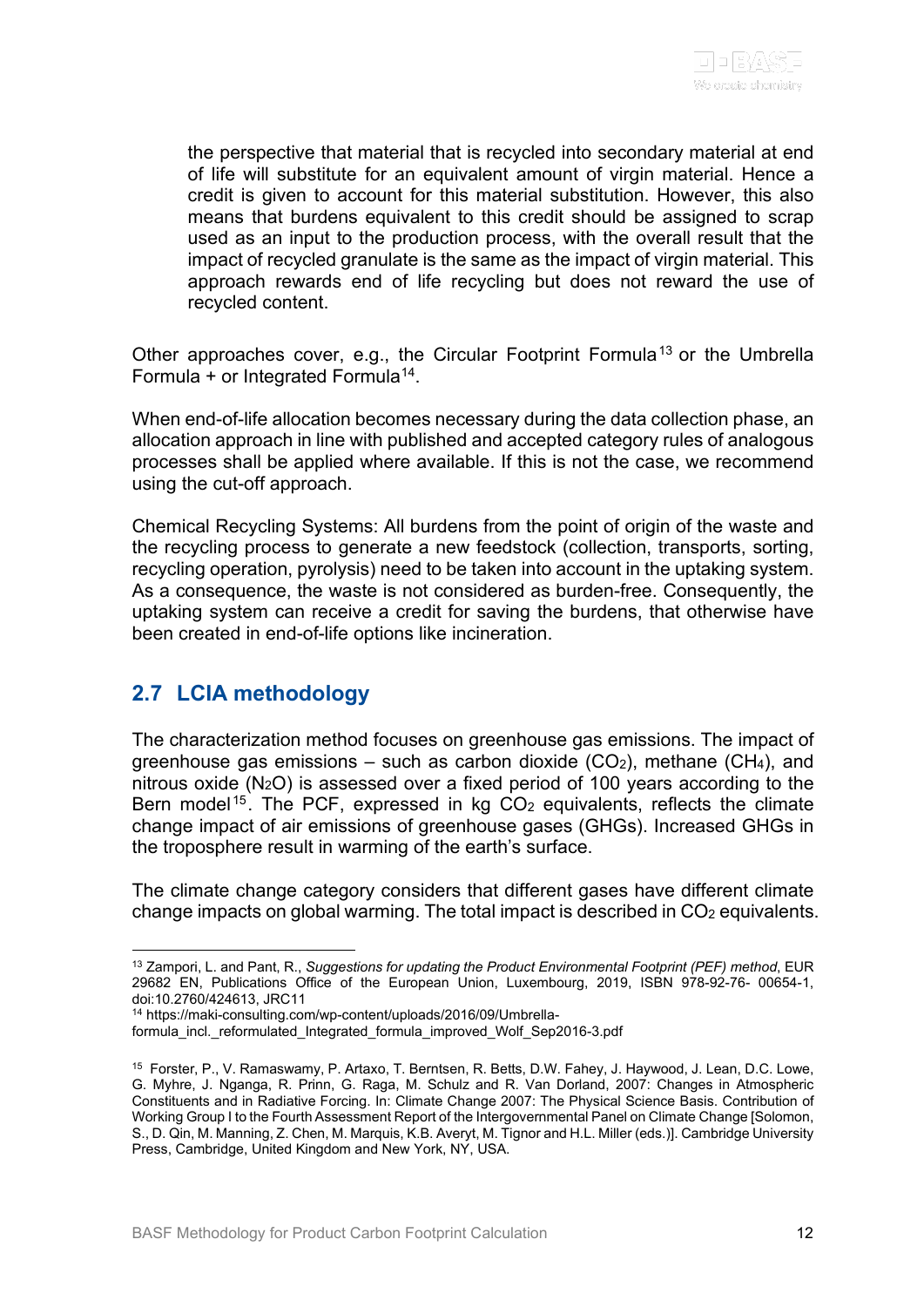the perspective that material that is recycled into secondary material at end of life will substitute for an equivalent amount of virgin material. Hence a credit is given to account for this material substitution. However, this also means that burdens equivalent to this credit should be assigned to scrap used as an input to the production process, with the overall result that the impact of recycled granulate is the same as the impact of virgin material. This approach rewards end of life recycling but does not reward the use of recycled content.

Other approaches cover, e.g., the Circular Footprint Formula[13] or the Umbrella Formula + or Integrated Formula[14].

When end-of-life allocation becomes necessary during the data collection phase, an allocation approach in line with published and accepted category rules of analogous processes shall be applied where available. If this is not the case, we recommend using the cut-off approach.

Chemical Recycling Systems: All burdens from the point of origin of the waste and the recycling process to generate a new feedstock (collection, transports, sorting, recycling operation, pyrolysis) need to be taken into account in the uptaking system. As a consequence, the waste is not considered as burden-free. Consequently, the uptaking system can receive a credit for saving the burdens, that otherwise have been created in end-of-life options like incineration.

## 2.7 LCIA methodology

The characterization method focuses on greenhouse gas emissions. The impact of greenhouse gas emissions – such as carbon dioxide ($CO_2$), methane ($CH_4$), and nitrous oxide ($N_2O$) is assessed over a fixed period of 100 years according to the Bern model[15]. The PCF, expressed in kg $CO_2$ equivalents, reflects the climate change impact of air emissions of greenhouse gases (GHGs). Increased GHGs in the troposphere result in warming of the earth's surface.

The climate change category considers that different gases have different climate change impacts on global warming. The total impact is described in $CO_2$ equivalents.

---

[13] Zampori, L. and Pant, R., *Suggestions for updating the Product Environmental Footprint (PEF) method*, EUR 29682 EN, Publications Office of the European Union, Luxembourg, 2019, ISBN 978-92-76- 00654-1, doi:10.2760/424613, JRC11

[14] https://maki-consulting.com/wp-content/uploads/2016/09/Umbrella-formula_incl._reformulated_Integrated_formula_improved_Wolf_Sep2016-3.pdf

[15] Forster, P., V. Ramaswamy, P. Artaxo, T. Berntsen, R. Betts, D.W. Fahey, J. Haywood, J. Lean, D.C. Lowe, G. Myhre, J. Nganga, R. Prinn, G. Raga, M. Schulz and R. Van Dorland, 2007: Changes in Atmospheric Constituents and in Radiative Forcing. In: Climate Change 2007: The Physical Science Basis. Contribution of Working Group I to the Fourth Assessment Report of the Intergovernmental Panel on Climate Change [Solomon, S., D. Qin, M. Manning, Z. Chen, M. Marquis, K.B. Averyt, M. Tignor and H.L. Miller (eds.)]. Cambridge University Press, Cambridge, United Kingdom and New York, NY, USA.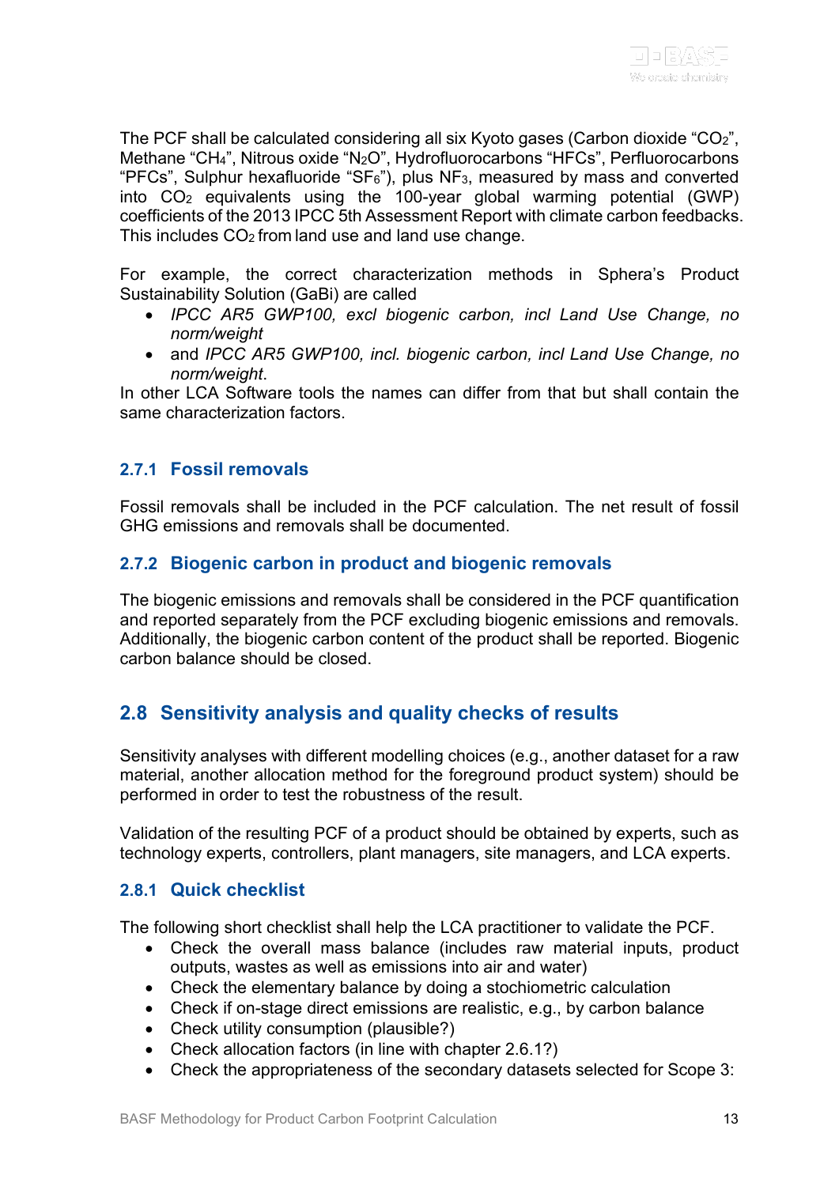The PCF shall be calculated considering all six Kyoto gases (Carbon dioxide "$CO_2$", Methane "$CH_4$", Nitrous oxide "$N_2O$", Hydrofluorocarbons "HFCs", Perfluorocarbons "PFCs", Sulphur hexafluoride "$SF_6$"), plus $NF_3$, measured by mass and converted into $CO_2$ equivalents using the 100-year global warming potential (GWP) coefficients of the 2013 IPCC 5th Assessment Report with climate carbon feedbacks. This includes $CO_2$ from land use and land use change.

For example, the correct characterization methods in Sphera's Product Sustainability Solution (GaBi) are called

- *IPCC AR5 GWP100, excl biogenic carbon, incl Land Use Change, no norm/weight*
- and *IPCC AR5 GWP100, incl. biogenic carbon, incl Land Use Change, no norm/weight*.

In other LCA Software tools the names can differ from that but shall contain the same characterization factors.

### 2.7.1 Fossil removals

Fossil removals shall be included in the PCF calculation. The net result of fossil GHG emissions and removals shall be documented.

### 2.7.2 Biogenic carbon in product and biogenic removals

The biogenic emissions and removals shall be considered in the PCF quantification and reported separately from the PCF excluding biogenic emissions and removals. Additionally, the biogenic carbon content of the product shall be reported. Biogenic carbon balance should be closed.

## 2.8 Sensitivity analysis and quality checks of results

Sensitivity analyses with different modelling choices (e.g., another dataset for a raw material, another allocation method for the foreground product system) should be performed in order to test the robustness of the result.

Validation of the resulting PCF of a product should be obtained by experts, such as technology experts, controllers, plant managers, site managers, and LCA experts.

### 2.8.1 Quick checklist

The following short checklist shall help the LCA practitioner to validate the PCF.

- Check the overall mass balance (includes raw material inputs, product outputs, wastes as well as emissions into air and water)
- Check the elementary balance by doing a stochiometric calculation
- Check if on-stage direct emissions are realistic, e.g., by carbon balance
- Check utility consumption (plausible?)
- Check allocation factors (in line with chapter 2.6.1?)
- Check the appropriateness of the secondary datasets selected for Scope 3: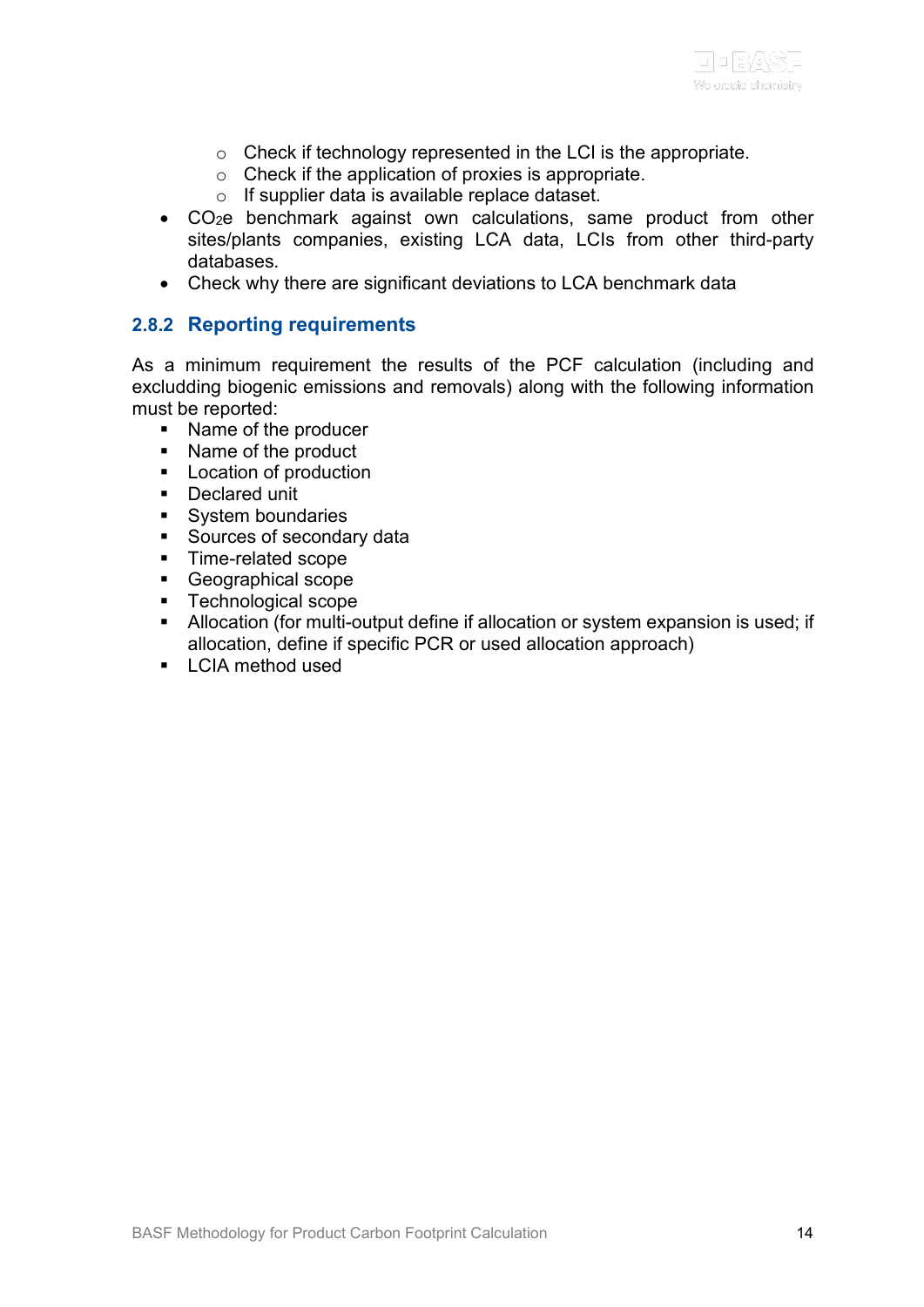- Check if technology represented in the LCI is the appropriate.
    - Check if the application of proxies is appropriate.
    - If supplier data is available replace dataset.
- $CO_2e$ benchmark against own calculations, same product from other sites/plants companies, existing LCA data, LCIs from other third-party databases.
- Check why there are significant deviations to LCA benchmark data

### 2.8.2 Reporting requirements

As a minimum requirement the results of the PCF calculation (including and excludding biogenic emissions and removals) along with the following information must be reported:

- Name of the producer
- Name of the product
- Location of production
- Declared unit
- System boundaries
- Sources of secondary data
- Time-related scope
- Geographical scope
- Technological scope
- Allocation (for multi-output define if allocation or system expansion is used; if allocation, define if specific PCR or used allocation approach)
- LCIA method used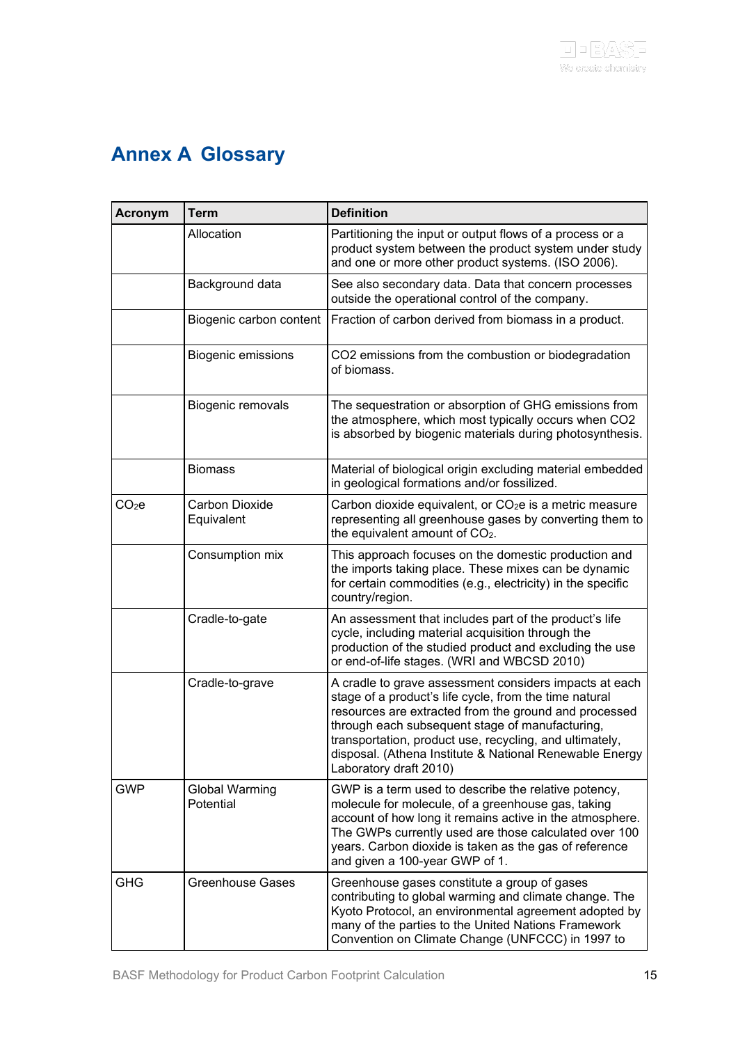# Annex A Glossary

| Acronym | Term | Definition |
|---|---|---|
| | Allocation | Partitioning the input or output flows of a process or a product system between the product system under study and one or more other product systems. (ISO 2006). |
| | Background data | See also secondary data. Data that concern processes outside the operational control of the company. |
| | Biogenic carbon content | Fraction of carbon derived from biomass in a product. |
| | Biogenic emissions | CO2 emissions from the combustion or biodegradation of biomass. |
| | Biogenic removals | The sequestration or absorption of GHG emissions from the atmosphere, which most typically occurs when CO2 is absorbed by biogenic materials during photosynthesis. |
| | Biomass | Material of biological origin excluding material embedded in geological formations and/or fossilized. |
| $CO_2e$ | Carbon Dioxide Equivalent | Carbon dioxide equivalent, or $CO_2e$ is a metric measure representing all greenhouse gases by converting them to the equivalent amount of $CO_2$. |
| | Consumption mix | This approach focuses on the domestic production and the imports taking place. These mixes can be dynamic for certain commodities (e.g., electricity) in the specific country/region. |
| | Cradle-to-gate | An assessment that includes part of the product's life cycle, including material acquisition through the production of the studied product and excluding the use or end-of-life stages. (WRI and WBCSD 2010) |
| | Cradle-to-grave | A cradle to grave assessment considers impacts at each stage of a product's life cycle, from the time natural resources are extracted from the ground and processed through each subsequent stage of manufacturing, transportation, product use, recycling, and ultimately, disposal. (Athena Institute & National Renewable Energy Laboratory draft 2010) |
| GWP | Global Warming Potential | GWP is a term used to describe the relative potency, molecule for molecule, of a greenhouse gas, taking account of how long it remains active in the atmosphere. The GWPs currently used are those calculated over 100 years. Carbon dioxide is taken as the gas of reference and given a 100-year GWP of 1. |
| GHG | Greenhouse Gases | Greenhouse gases constitute a group of gases contributing to global warming and climate change. The Kyoto Protocol, an environmental agreement adopted by many of the parties to the United Nations Framework Convention on Climate Change (UNFCCC) in 1997 to |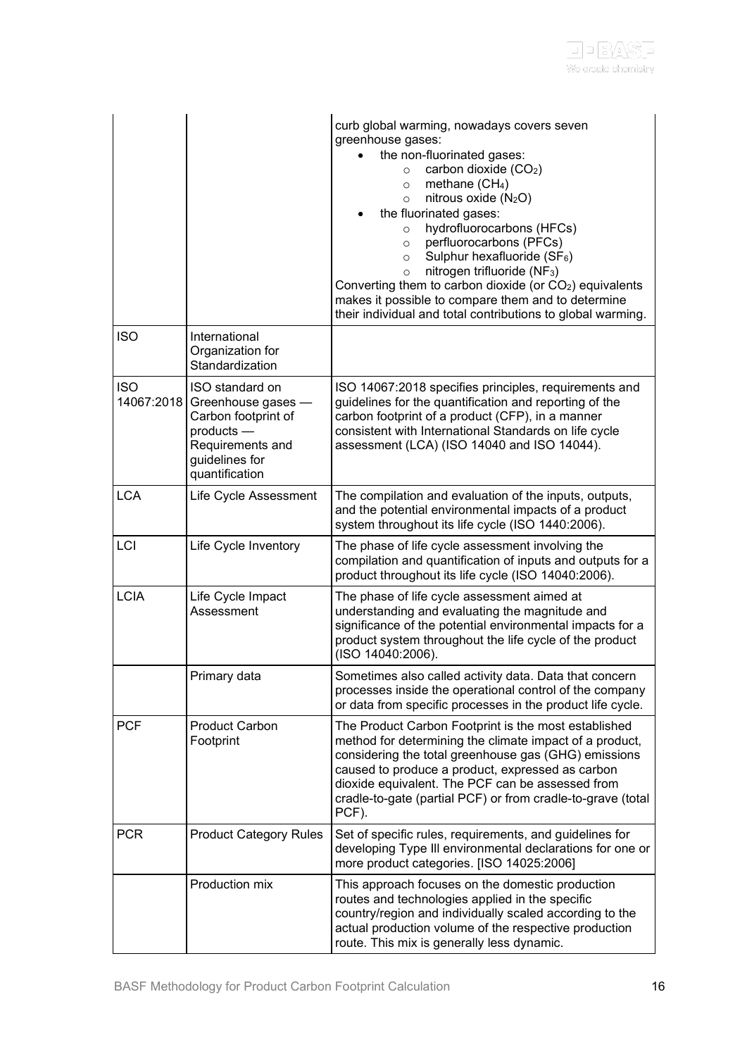| | | |
|---|---|---|
| | | curb global warming, nowadays covers seven greenhouse gases:<br>• the non-fluorinated gases:<br>  ○ carbon dioxide ($CO_2$)<br>  ○ methane ($CH_4$)<br>  ○ nitrous oxide ($N_2O$)<br>• the fluorinated gases:<br>  ○ hydrofluorocarbons (HFCs)<br>  ○ perfluorocarbons (PFCs)<br>  ○ Sulphur hexafluoride ($SF_6$)<br>  ○ nitrogen trifluoride ($NF_3$)<br>Converting them to carbon dioxide (or $CO_2$) equivalents makes it possible to compare them and to determine their individual and total contributions to global warming. |
| ISO | International Organization for Standardization | |
| ISO 14067:2018 | ISO standard on Greenhouse gases — Carbon footprint of products — Requirements and guidelines for quantification | ISO 14067:2018 specifies principles, requirements and guidelines for the quantification and reporting of the carbon footprint of a product (CFP), in a manner consistent with International Standards on life cycle assessment (LCA) (ISO 14040 and ISO 14044). |
| LCA | Life Cycle Assessment | The compilation and evaluation of the inputs, outputs, and the potential environmental impacts of a product system throughout its life cycle (ISO 1440:2006). |
| LCI | Life Cycle Inventory | The phase of life cycle assessment involving the compilation and quantification of inputs and outputs for a product throughout its life cycle (ISO 14040:2006). |
| LCIA | Life Cycle Impact Assessment | The phase of life cycle assessment aimed at understanding and evaluating the magnitude and significance of the potential environmental impacts for a product system throughout the life cycle of the product (ISO 14040:2006). |
| | Primary data | Sometimes also called activity data. Data that concern processes inside the operational control of the company or data from specific processes in the product life cycle. |
| PCF | Product Carbon Footprint | The Product Carbon Footprint is the most established method for determining the climate impact of a product, considering the total greenhouse gas (GHG) emissions caused to produce a product, expressed as carbon dioxide equivalent. The PCF can be assessed from cradle-to-gate (partial PCF) or from cradle-to-grave (total PCF). |
| PCR | Product Category Rules | Set of specific rules, requirements, and guidelines for developing Type III environmental declarations for one or more product categories. [ISO 14025:2006] |
| | Production mix | This approach focuses on the domestic production routes and technologies applied in the specific country/region and individually scaled according to the actual production volume of the respective production route. This mix is generally less dynamic. |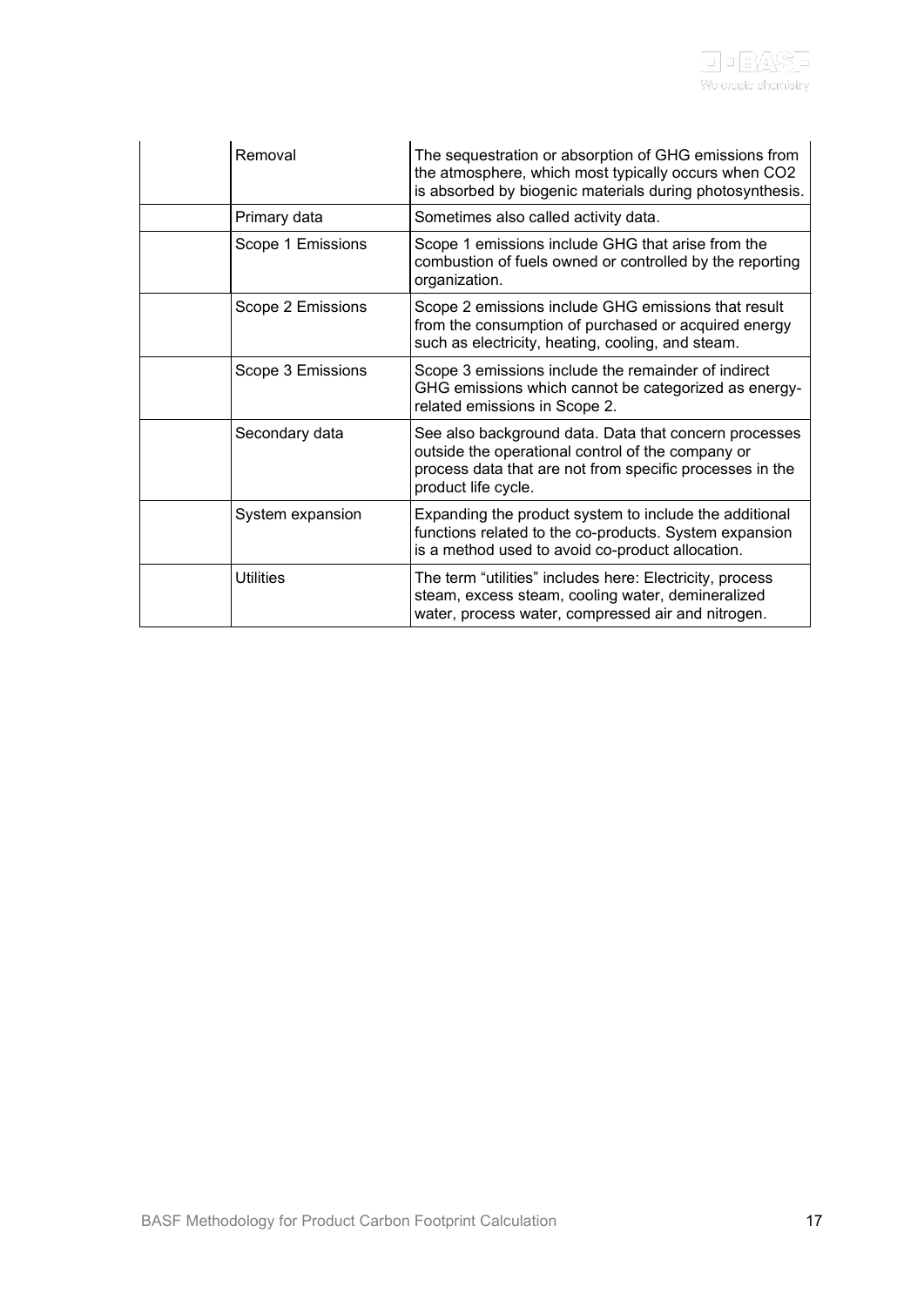| | | |
|---|---|---|
| | Removal | The sequestration or absorption of GHG emissions from the atmosphere, which most typically occurs when CO2 is absorbed by biogenic materials during photosynthesis. |
| | Primary data | Sometimes also called activity data. |
| | Scope 1 Emissions | Scope 1 emissions include GHG that arise from the combustion of fuels owned or controlled by the reporting organization. |
| | Scope 2 Emissions | Scope 2 emissions include GHG emissions that result from the consumption of purchased or acquired energy such as electricity, heating, cooling, and steam. |
| | Scope 3 Emissions | Scope 3 emissions include the remainder of indirect GHG emissions which cannot be categorized as energy-related emissions in Scope 2. |
| | Secondary data | See also background data. Data that concern processes outside the operational control of the company or process data that are not from specific processes in the product life cycle. |
| | System expansion | Expanding the product system to include the additional functions related to the co-products. System expansion is a method used to avoid co-product allocation. |
| | Utilities | The term “utilities” includes here: Electricity, process steam, excess steam, cooling water, demineralized water, process water, compressed air and nitrogen. |